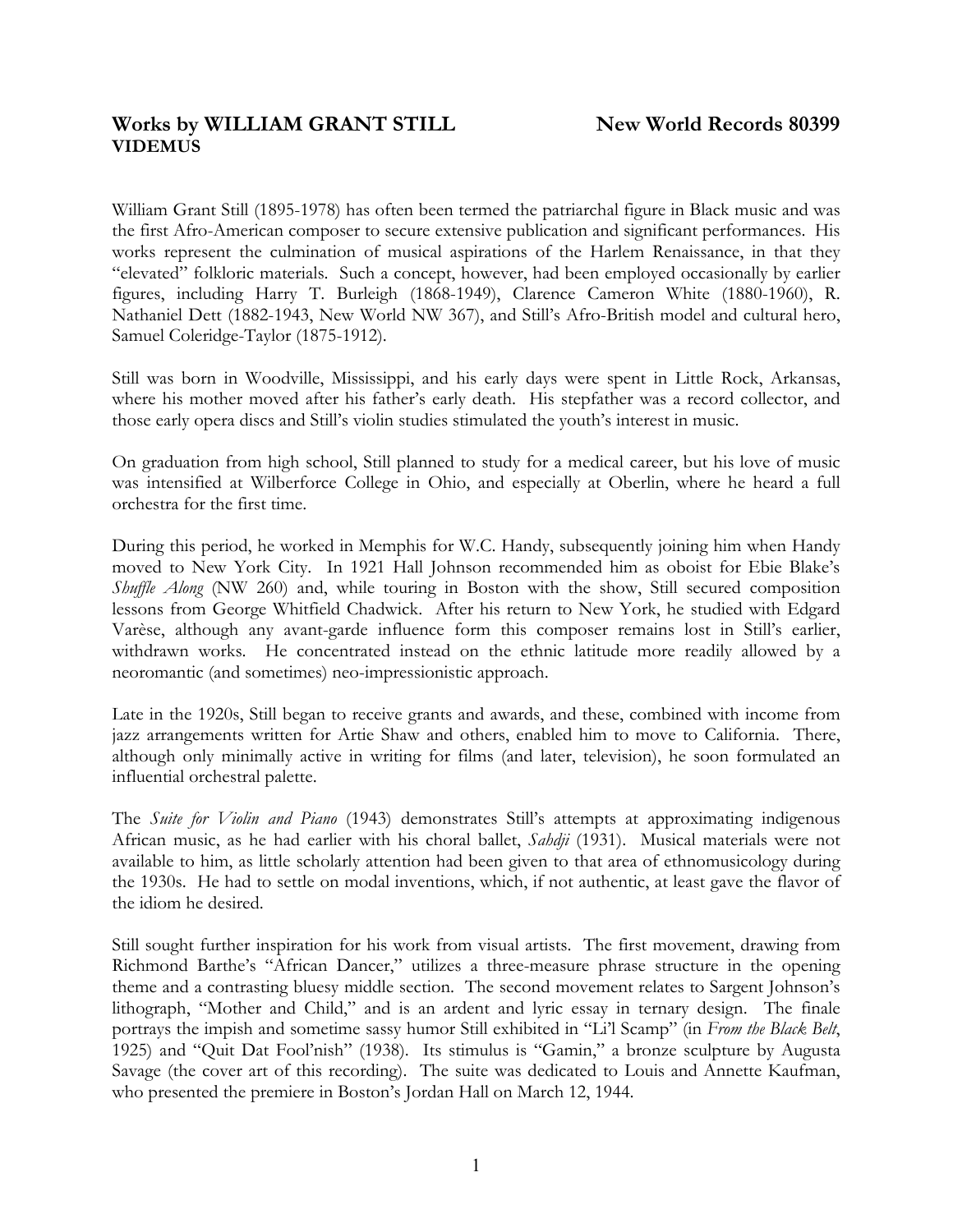**Works by WILLIAM GRANT STILL** **New World Records 80399**
**VIDEMUS**

William Grant Still (1895-1978) has often been termed the patriarchal figure in Black music and was the first Afro-American composer to secure extensive publication and significant performances. His works represent the culmination of musical aspirations of the Harlem Renaissance, in that they "elevated" folkloric materials. Such a concept, however, had been employed occasionally by earlier figures, including Harry T. Burleigh (1868-1949), Clarence Cameron White (1880-1960), R. Nathaniel Dett (1882-1943, New World NW 367), and Still's Afro-British model and cultural hero, Samuel Coleridge-Taylor (1875-1912).

Still was born in Woodville, Mississippi, and his early days were spent in Little Rock, Arkansas, where his mother moved after his father's early death. His stepfather was a record collector, and those early opera discs and Still's violin studies stimulated the youth's interest in music.

On graduation from high school, Still planned to study for a medical career, but his love of music was intensified at Wilberforce College in Ohio, and especially at Oberlin, where he heard a full orchestra for the first time.

During this period, he worked in Memphis for W.C. Handy, subsequently joining him when Handy moved to New York City. In 1921 Hall Johnson recommended him as oboist for Ebie Blake's *Shuffle Along* (NW 260) and, while touring in Boston with the show, Still secured composition lessons from George Whitfield Chadwick. After his return to New York, he studied with Edgard Varèse, although any avant-garde influence form this composer remains lost in Still's earlier, withdrawn works. He concentrated instead on the ethnic latitude more readily allowed by a neoromantic (and sometimes) neo-impressionistic approach.

Late in the 1920s, Still began to receive grants and awards, and these, combined with income from jazz arrangements written for Artie Shaw and others, enabled him to move to California. There, although only minimally active in writing for films (and later, television), he soon formulated an influential orchestral palette.

The *Suite for Violin and Piano* (1943) demonstrates Still's attempts at approximating indigenous African music, as he had earlier with his choral ballet, *Sahdji* (1931). Musical materials were not available to him, as little scholarly attention had been given to that area of ethnomusicology during the 1930s. He had to settle on modal inventions, which, if not authentic, at least gave the flavor of the idiom he desired.

Still sought further inspiration for his work from visual artists. The first movement, drawing from Richmond Barthe's "African Dancer," utilizes a three-measure phrase structure in the opening theme and a contrasting bluesy middle section. The second movement relates to Sargent Johnson's lithograph, "Mother and Child," and is an ardent and lyric essay in ternary design. The finale portrays the impish and sometime sassy humor Still exhibited in "Li'l Scamp" (in *From the Black Belt*, 1925) and "Quit Dat Fool'nish" (1938). Its stimulus is "Gamin," a bronze sculpture by Augusta Savage (the cover art of this recording). The suite was dedicated to Louis and Annette Kaufman, who presented the premiere in Boston's Jordan Hall on March 12, 1944.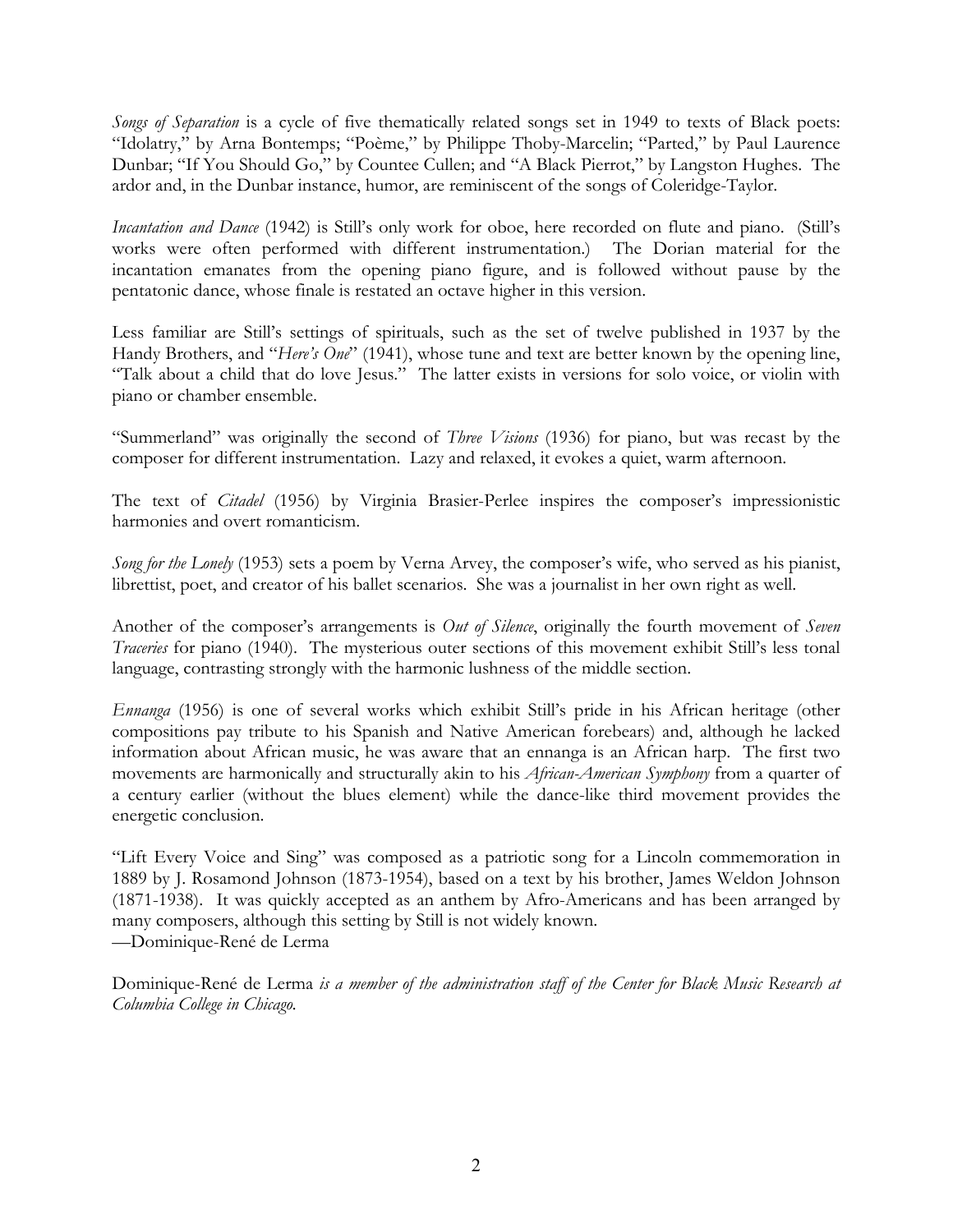*Songs of Separation* is a cycle of five thematically related songs set in 1949 to texts of Black poets: "Idolatry," by Arna Bontemps; "Poème," by Philippe Thoby-Marcelin; "Parted," by Paul Laurence Dunbar; "If You Should Go," by Countee Cullen; and "A Black Pierrot," by Langston Hughes. The ardor and, in the Dunbar instance, humor, are reminiscent of the songs of Coleridge-Taylor.

*Incantation and Dance* (1942) is Still's only work for oboe, here recorded on flute and piano. (Still's works were often performed with different instrumentation.) The Dorian material for the incantation emanates from the opening piano figure, and is followed without pause by the pentatonic dance, whose finale is restated an octave higher in this version.

Less familiar are Still's settings of spirituals, such as the set of twelve published in 1937 by the Handy Brothers, and "*Here's One*" (1941), whose tune and text are better known by the opening line, "Talk about a child that do love Jesus." The latter exists in versions for solo voice, or violin with piano or chamber ensemble.

"Summerland" was originally the second of *Three Visions* (1936) for piano, but was recast by the composer for different instrumentation. Lazy and relaxed, it evokes a quiet, warm afternoon.

The text of *Citadel* (1956) by Virginia Brasier-Perlee inspires the composer's impressionistic harmonies and overt romanticism.

*Song for the Lonely* (1953) sets a poem by Verna Arvey, the composer's wife, who served as his pianist, librettist, poet, and creator of his ballet scenarios. She was a journalist in her own right as well.

Another of the composer's arrangements is *Out of Silence*, originally the fourth movement of *Seven Traceries* for piano (1940). The mysterious outer sections of this movement exhibit Still's less tonal language, contrasting strongly with the harmonic lushness of the middle section.

*Ennanga* (1956) is one of several works which exhibit Still's pride in his African heritage (other compositions pay tribute to his Spanish and Native American forebears) and, although he lacked information about African music, he was aware that an ennanga is an African harp. The first two movements are harmonically and structurally akin to his *African-American Symphony* from a quarter of a century earlier (without the blues element) while the dance-like third movement provides the energetic conclusion.

"Lift Every Voice and Sing" was composed as a patriotic song for a Lincoln commemoration in 1889 by J. Rosamond Johnson (1873-1954), based on a text by his brother, James Weldon Johnson (1871-1938). It was quickly accepted as an anthem by Afro-Americans and has been arranged by many composers, although this setting by Still is not widely known.
—Dominique-René de Lerma

Dominique-René de Lerma *is a member of the administration staff of the Center for Black Music Research at Columbia College in Chicago.*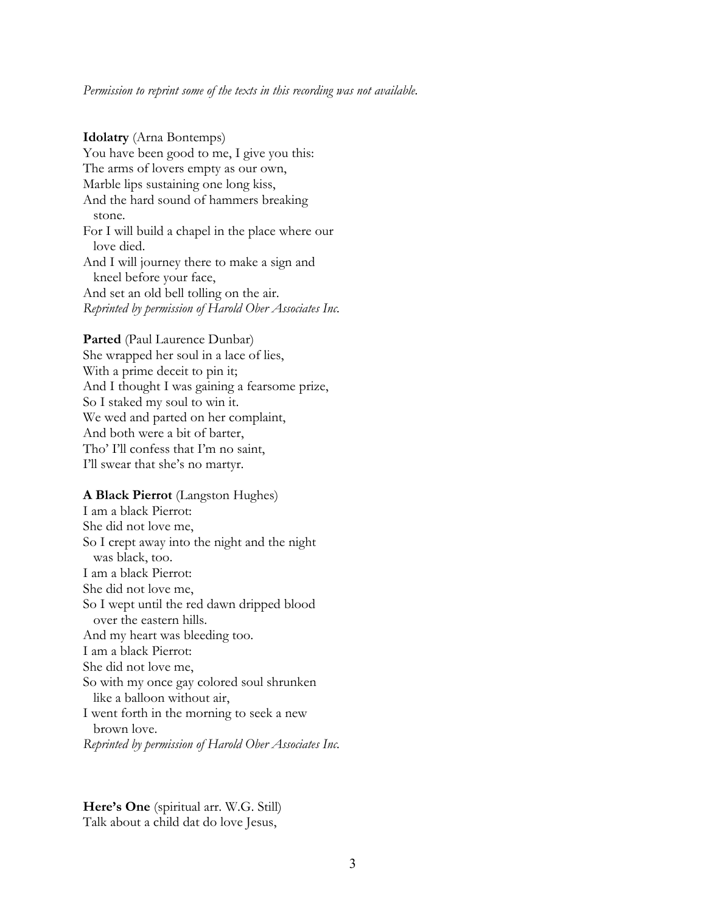*Permission to reprint some of the texts in this recording was not available.*

**Idolatry** (Arna Bontemps)
You have been good to me, I give you this:
The arms of lovers empty as our own,
Marble lips sustaining one long kiss,
And the hard sound of hammers breaking stone.
For I will build a chapel in the place where our love died.
And I will journey there to make a sign and kneel before your face,
And set an old bell tolling on the air.
*Reprinted by permission of Harold Ober Associates Inc.*

**Parted** (Paul Laurence Dunbar)
She wrapped her soul in a lace of lies,
With a prime deceit to pin it;
And I thought I was gaining a fearsome prize,
So I staked my soul to win it.
We wed and parted on her complaint,
And both were a bit of barter,
Tho' I'll confess that I'm no saint,
I'll swear that she's no martyr.

**A Black Pierrot** (Langston Hughes)
I am a black Pierrot:
She did not love me,
So I crept away into the night and the night was black, too.
I am a black Pierrot:
She did not love me,
So I wept until the red dawn dripped blood over the eastern hills.
And my heart was bleeding too.
I am a black Pierrot:
She did not love me,
So with my once gay colored soul shrunken like a balloon without air,
I went forth in the morning to seek a new brown love.
*Reprinted by permission of Harold Ober Associates Inc.*

**Here's One** (spiritual arr. W.G. Still)
Talk about a child dat do love Jesus,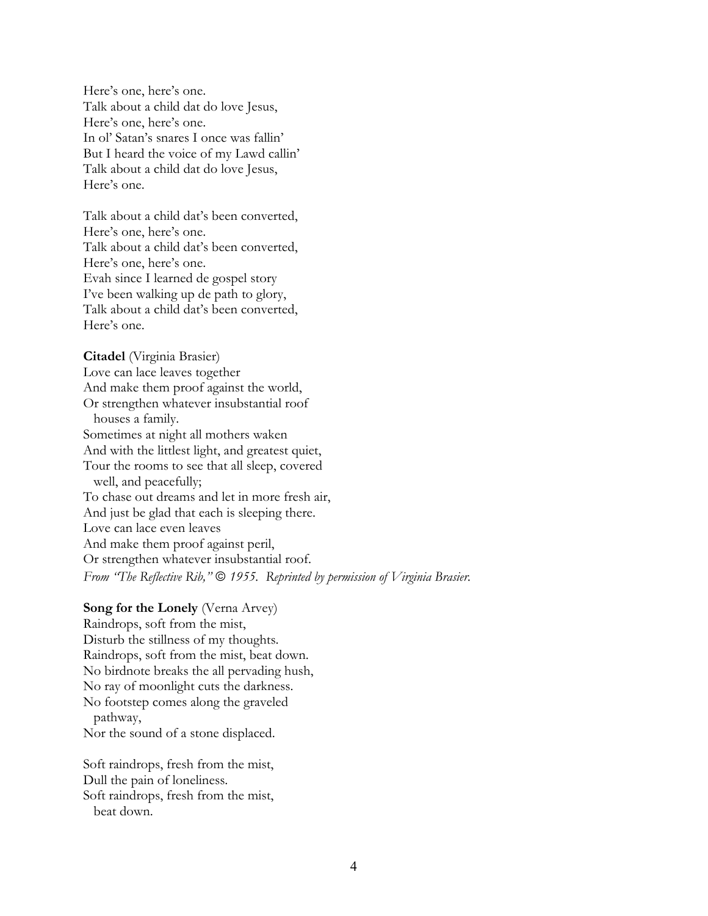Here's one, here's one.
Talk about a child dat do love Jesus,
Here's one, here's one.
In ol' Satan's snares I once was fallin'
But I heard the voice of my Lawd callin'
Talk about a child dat do love Jesus,
Here's one.

Talk about a child dat's been converted,
Here's one, here's one.
Talk about a child dat's been converted,
Here's one, here's one.
Evah since I learned de gospel story
I've been walking up de path to glory,
Talk about a child dat's been converted,
Here's one.

**Citadel** (Virginia Brasier)
Love can lace leaves together
And make them proof against the world,
Or strengthen whatever insubstantial roof
  houses a family.
Sometimes at night all mothers waken
And with the littlest light, and greatest quiet,
Tour the rooms to see that all sleep, covered
  well, and peacefully;
To chase out dreams and let in more fresh air,
And just be glad that each is sleeping there.
Love can lace even leaves
And make them proof against peril,
Or strengthen whatever insubstantial roof.
*From "The Reflective Rib," © 1955. Reprinted by permission of Virginia Brasier.*

**Song for the Lonely** (Verna Arvey)
Raindrops, soft from the mist,
Disturb the stillness of my thoughts.
Raindrops, soft from the mist, beat down.
No birdnote breaks the all pervading hush,
No ray of moonlight cuts the darkness.
No footstep comes along the graveled
  pathway,
Nor the sound of a stone displaced.

Soft raindrops, fresh from the mist,
Dull the pain of loneliness.
Soft raindrops, fresh from the mist,
  beat down.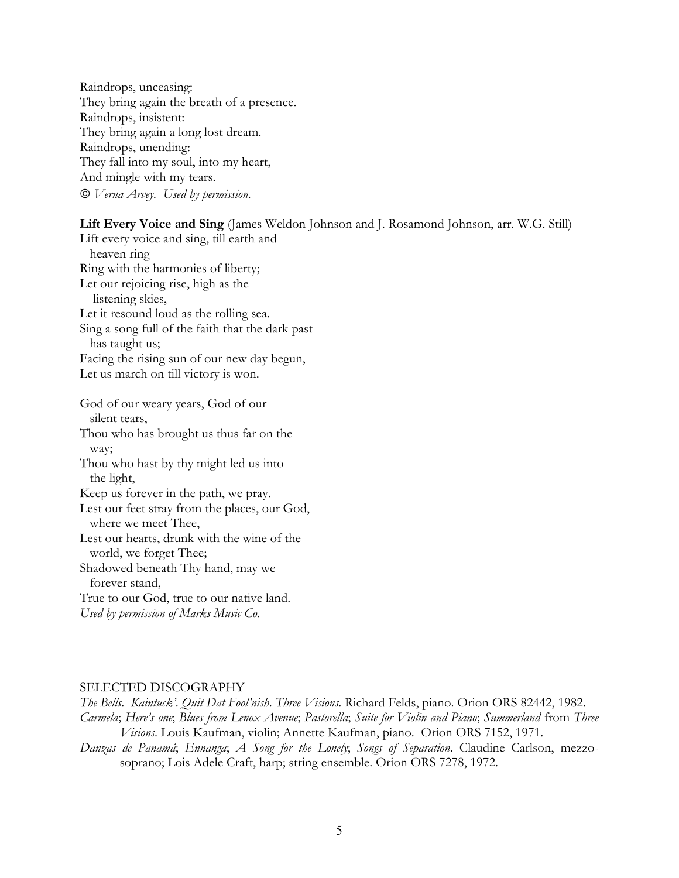Raindrops, unceasing:
They bring again the breath of a presence.
Raindrops, insistent:
They bring again a long lost dream.
Raindrops, unending:
They fall into my soul, into my heart,
And mingle with my tears.
*© Verna Arvey. Used by permission.*

**Lift Every Voice and Sing** (James Weldon Johnson and J. Rosamond Johnson, arr. W.G. Still)
Lift every voice and sing, till earth and
  heaven ring
Ring with the harmonies of liberty;
Let our rejoicing rise, high as the
  listening skies,
Let it resound loud as the rolling sea.
Sing a song full of the faith that the dark past
  has taught us;
Facing the rising sun of our new day begun,
Let us march on till victory is won.

God of our weary years, God of our
  silent tears,
Thou who has brought us thus far on the
  way;
Thou who hast by thy might led us into
  the light,
Keep us forever in the path, we pray.
Lest our feet stray from the places, our God,
  where we meet Thee,
Lest our hearts, drunk with the wine of the
  world, we forget Thee;
Shadowed beneath Thy hand, may we
  forever stand,
True to our God, true to our native land.
*Used by permission of Marks Music Co.*

## SELECTED DISCOGRAPHY

*The Bells*. *Kaintuck'*. *Quit Dat Fool'nish*. *Three Visions*. Richard Felds, piano. Orion ORS 82442, 1982.

*Carmela*; *Here's one*; *Blues from Lenox Avenue*; *Pastorella*; *Suite for Violin and Piano*; *Summerland* from *Three Visions*. Louis Kaufman, violin; Annette Kaufman, piano. Orion ORS 7152, 1971.

*Danzas de Panamá*; *Ennanga*; *A Song for the Lonely*; *Songs of Separation*. Claudine Carlson, mezzo-soprano; Lois Adele Craft, harp; string ensemble. Orion ORS 7278, 1972.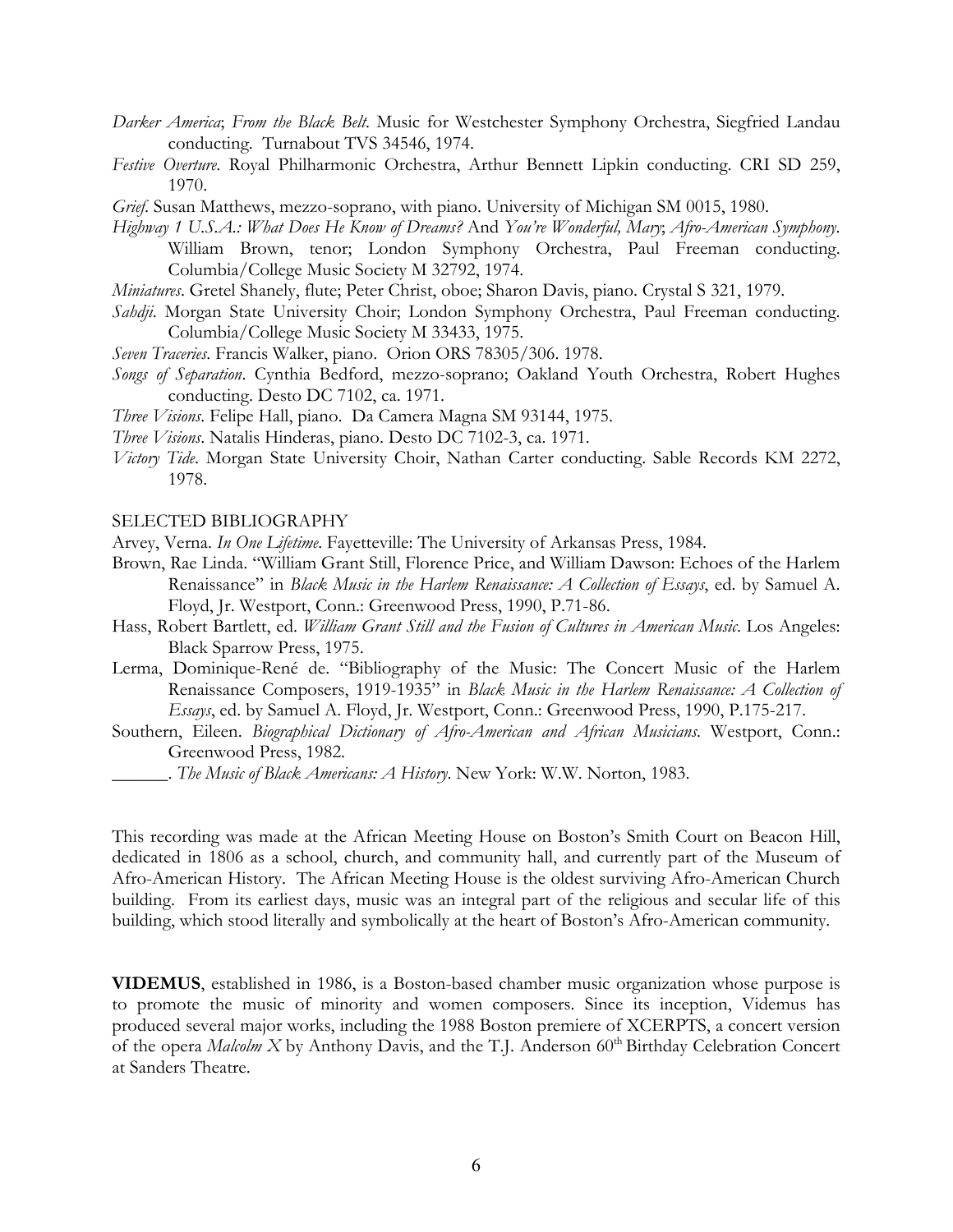*Darker America*; *From the Black Belt*. Music for Westchester Symphony Orchestra, Siegfried Landau conducting. Turnabout TVS 34546, 1974.

*Festive Overture*. Royal Philharmonic Orchestra, Arthur Bennett Lipkin conducting. CRI SD 259, 1970.

*Grief*. Susan Matthews, mezzo-soprano, with piano. University of Michigan SM 0015, 1980.

*Highway 1 U.S.A.: What Does He Know of Dreams?* And *You're Wonderful, Mary*; *Afro-American Symphony*. William Brown, tenor; London Symphony Orchestra, Paul Freeman conducting. Columbia/College Music Society M 32792, 1974.

*Miniatures*. Gretel Shanely, flute; Peter Christ, oboe; Sharon Davis, piano. Crystal S 321, 1979.

*Sahdji*. Morgan State University Choir; London Symphony Orchestra, Paul Freeman conducting. Columbia/College Music Society M 33433, 1975.

*Seven Traceries*. Francis Walker, piano. Orion ORS 78305/306. 1978.

*Songs of Separation*. Cynthia Bedford, mezzo-soprano; Oakland Youth Orchestra, Robert Hughes conducting. Desto DC 7102, ca. 1971.

*Three Visions*. Felipe Hall, piano. Da Camera Magna SM 93144, 1975.

*Three Visions*. Natalis Hinderas, piano. Desto DC 7102-3, ca. 1971.

*Victory Tide*. Morgan State University Choir, Nathan Carter conducting. Sable Records KM 2272, 1978.

SELECTED BIBLIOGRAPHY

Arvey, Verna. *In One Lifetime*. Fayetteville: The University of Arkansas Press, 1984.

Brown, Rae Linda. "William Grant Still, Florence Price, and William Dawson: Echoes of the Harlem Renaissance" in *Black Music in the Harlem Renaissance: A Collection of Essays*, ed. by Samuel A. Floyd, Jr. Westport, Conn.: Greenwood Press, 1990, P.71-86.

Hass, Robert Bartlett, ed. *William Grant Still and the Fusion of Cultures in American Music*. Los Angeles: Black Sparrow Press, 1975.

Lerma, Dominique-René de. "Bibliography of the Music: The Concert Music of the Harlem Renaissance Composers, 1919-1935" in *Black Music in the Harlem Renaissance: A Collection of Essays*, ed. by Samuel A. Floyd, Jr. Westport, Conn.: Greenwood Press, 1990, P.175-217.

Southern, Eileen. *Biographical Dictionary of Afro-American and African Musicians*. Westport, Conn.: Greenwood Press, 1982.

______. *The Music of Black Americans: A History*. New York: W.W. Norton, 1983.

This recording was made at the African Meeting House on Boston's Smith Court on Beacon Hill, dedicated in 1806 as a school, church, and community hall, and currently part of the Museum of Afro-American History. The African Meeting House is the oldest surviving Afro-American Church building. From its earliest days, music was an integral part of the religious and secular life of this building, which stood literally and symbolically at the heart of Boston's Afro-American community.

**VIDEMUS**, established in 1986, is a Boston-based chamber music organization whose purpose is to promote the music of minority and women composers. Since its inception, Videmus has produced several major works, including the 1988 Boston premiere of XCERPTS, a concert version of the opera *Malcolm X* by Anthony Davis, and the T.J. Anderson 60th Birthday Celebration Concert at Sanders Theatre.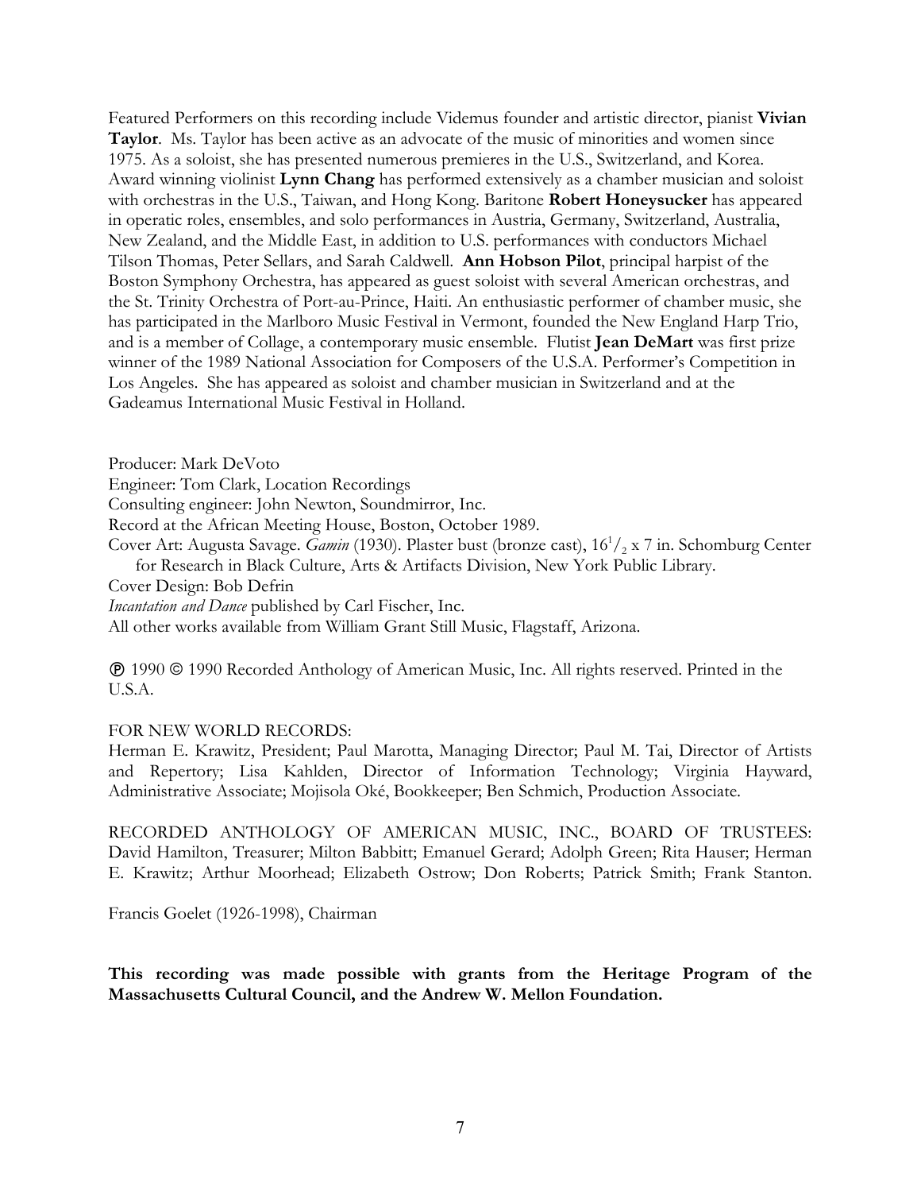Featured Performers on this recording include Videmus founder and artistic director, pianist **Vivian Taylor**. Ms. Taylor has been active as an advocate of the music of minorities and women since 1975. As a soloist, she has presented numerous premieres in the U.S., Switzerland, and Korea. Award winning violinist **Lynn Chang** has performed extensively as a chamber musician and soloist with orchestras in the U.S., Taiwan, and Hong Kong. Baritone **Robert Honeysucker** has appeared in operatic roles, ensembles, and solo performances in Austria, Germany, Switzerland, Australia, New Zealand, and the Middle East, in addition to U.S. performances with conductors Michael Tilson Thomas, Peter Sellars, and Sarah Caldwell. **Ann Hobson Pilot**, principal harpist of the Boston Symphony Orchestra, has appeared as guest soloist with several American orchestras, and the St. Trinity Orchestra of Port-au-Prince, Haiti. An enthusiastic performer of chamber music, she has participated in the Marlboro Music Festival in Vermont, founded the New England Harp Trio, and is a member of Collage, a contemporary music ensemble. Flutist **Jean DeMart** was first prize winner of the 1989 National Association for Composers of the U.S.A. Performer's Competition in Los Angeles. She has appeared as soloist and chamber musician in Switzerland and at the Gadeamus International Music Festival in Holland.

Producer: Mark DeVoto
Engineer: Tom Clark, Location Recordings
Consulting engineer: John Newton, Soundmirror, Inc.
Record at the African Meeting House, Boston, October 1989.
Cover Art: Augusta Savage. *Gamin* (1930). Plaster bust (bronze cast), 16½ x 7 in. Schomburg Center for Research in Black Culture, Arts & Artifacts Division, New York Public Library.
Cover Design: Bob Defrin
*Incantation and Dance* published by Carl Fischer, Inc.
All other works available from William Grant Still Music, Flagstaff, Arizona.

℗ 1990 © 1990 Recorded Anthology of American Music, Inc. All rights reserved. Printed in the U.S.A.

FOR NEW WORLD RECORDS:
Herman E. Krawitz, President; Paul Marotta, Managing Director; Paul M. Tai, Director of Artists and Repertory; Lisa Kahlden, Director of Information Technology; Virginia Hayward, Administrative Associate; Mojisola Oké, Bookkeeper; Ben Schmich, Production Associate.

RECORDED ANTHOLOGY OF AMERICAN MUSIC, INC., BOARD OF TRUSTEES: David Hamilton, Treasurer; Milton Babbitt; Emanuel Gerard; Adolph Green; Rita Hauser; Herman E. Krawitz; Arthur Moorhead; Elizabeth Ostrow; Don Roberts; Patrick Smith; Frank Stanton.

Francis Goelet (1926-1998), Chairman

**This recording was made possible with grants from the Heritage Program of the Massachusetts Cultural Council, and the Andrew W. Mellon Foundation.**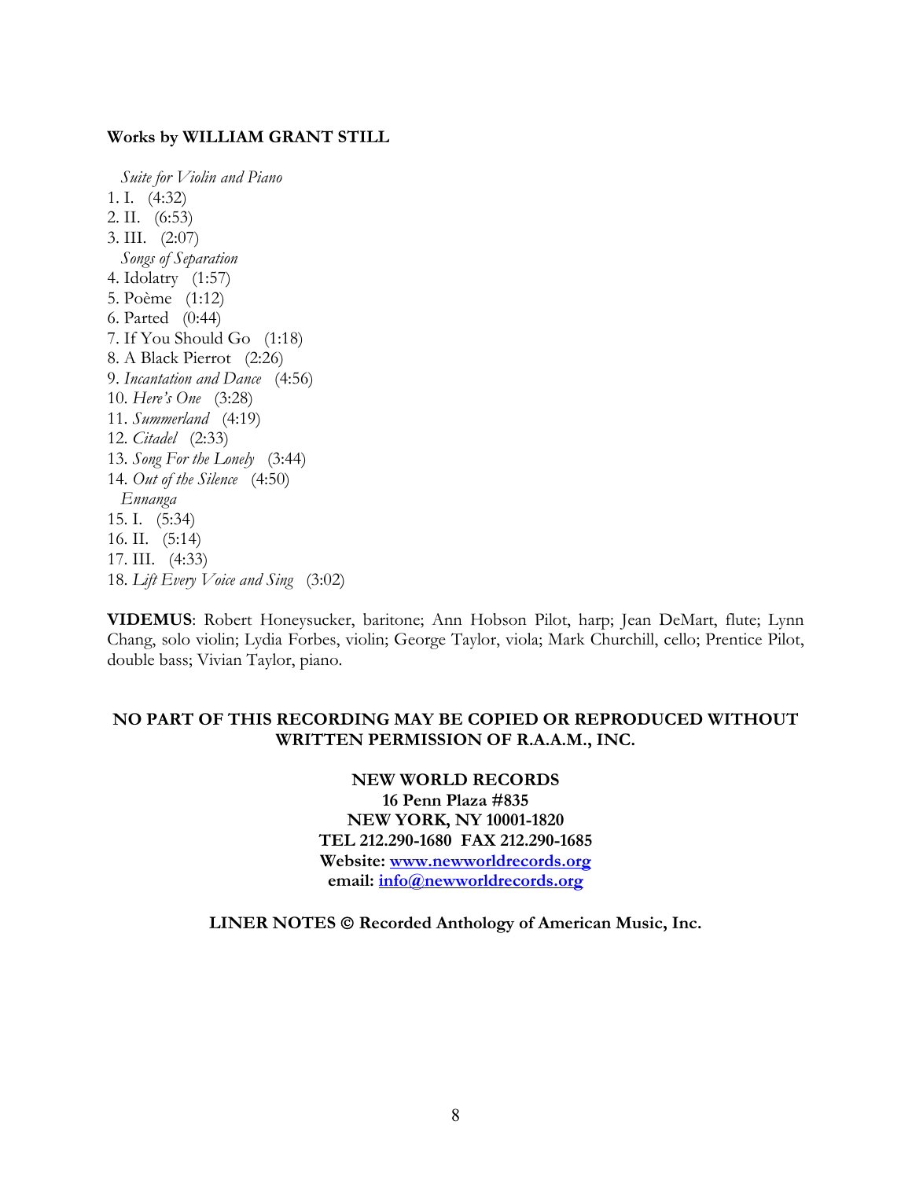**Works by WILLIAM GRANT STILL**

*Suite for Violin and Piano*
1. I. (4:32)
2. II. (6:53)
3. III. (2:07)

*Songs of Separation*
4. Idolatry (1:57)
5. Poème (1:12)
6. Parted (0:44)
7. If You Should Go (1:18)
8. A Black Pierrot (2:26)
9. *Incantation and Dance* (4:56)
10. *Here's One* (3:28)
11. *Summerland* (4:19)
12. *Citadel* (2:33)
13. *Song For the Lonely* (3:44)
14. *Out of the Silence* (4:50)

*Ennanga*
15. I. (5:34)
16. II. (5:14)
17. III. (4:33)
18. *Lift Every Voice and Sing* (3:02)

**VIDEMUS**: Robert Honeysucker, baritone; Ann Hobson Pilot, harp; Jean DeMart, flute; Lynn Chang, solo violin; Lydia Forbes, violin; George Taylor, viola; Mark Churchill, cello; Prentice Pilot, double bass; Vivian Taylor, piano.

**NO PART OF THIS RECORDING MAY BE COPIED OR REPRODUCED WITHOUT WRITTEN PERMISSION OF R.A.A.M., INC.**

**NEW WORLD RECORDS**
**16 Penn Plaza #835**
**NEW YORK, NY 10001-1820**
**TEL 212.290-1680 FAX 212.290-1685**
**Website: www.newworldrecords.org**
**email: info@newworldrecords.org**

**LINER NOTES © Recorded Anthology of American Music, Inc.**